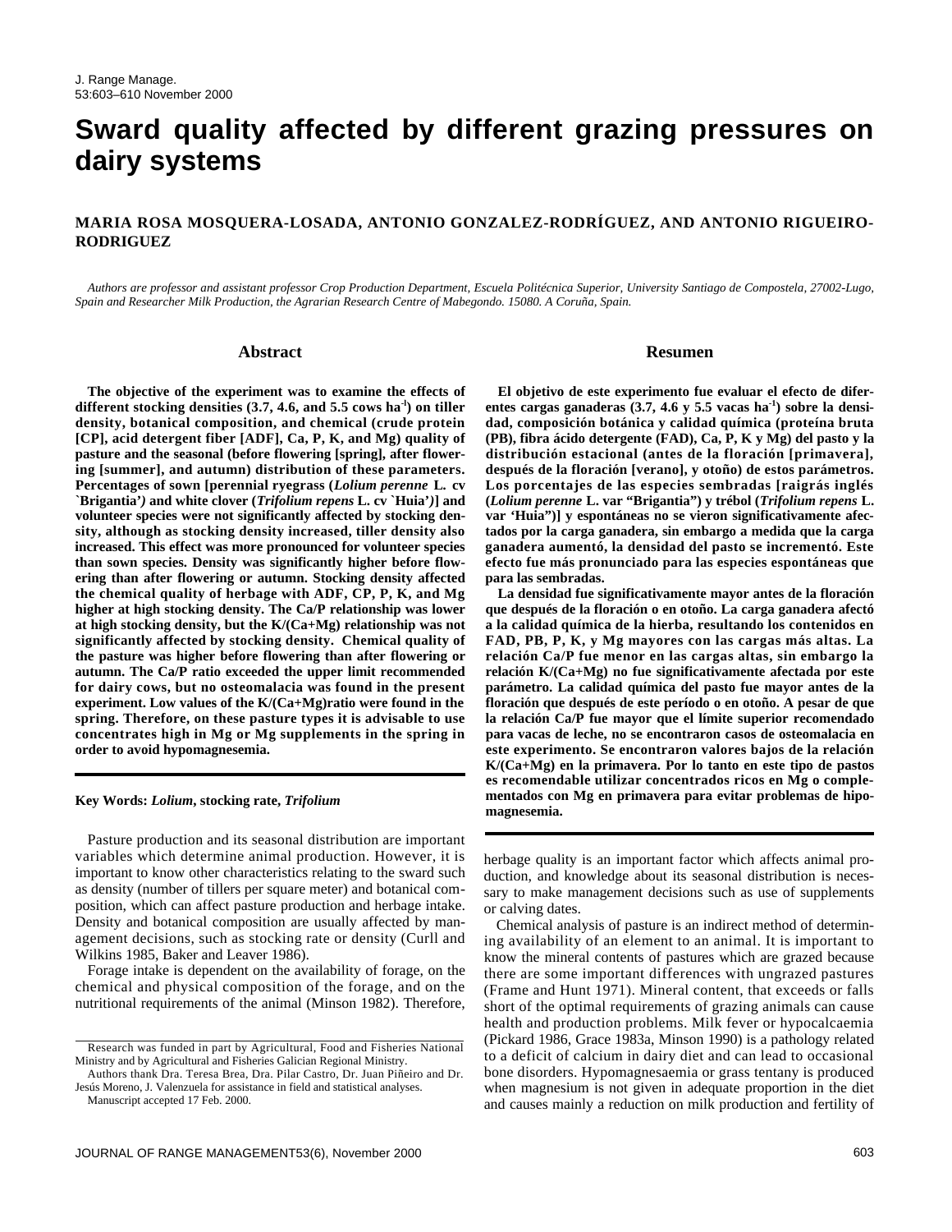# Sward quality affected by different grazing pressures on dairy systems

**MARIA ROSA MOSQUERA-LOSADA, ANTONIO GONZALEZ-RODRÍGUEZ, AND ANTONIO RIGUEIRO-RODRIGUEZ**

*Authors are professor and assistant professor Crop Production Department, Escuela Politécnica Superior, University Santiago de Compostela, 27002-Lugo, Spain and Researcher Milk Production, the Agrarian Research Centre of Mabegondo. 15080. A Coruña, Spain.*

## Abstract

**The objective of the experiment was to examine the effects of different stocking densities (3.7, 4.6, and 5.5 cows ha$^{-1}$) on tiller density, botanical composition, and chemical (crude protein [CP], acid detergent fiber [ADF], Ca, P, K, and Mg) quality of pasture and the seasonal (before flowering [spring], after flowering [summer], and autumn) distribution of these parameters. Percentages of sown [perennial ryegrass (*Lolium perenne* L. cv `Brigantia')* and white clover (*Trifolium repens* L. cv `Huia')] and volunteer species were not significantly affected by stocking density, although as stocking density increased, tiller density also increased. This effect was more pronounced for volunteer species than sown species. Density was significantly higher before flowering than after flowering or autumn. Stocking density affected the chemical quality of herbage with ADF, CP, P, K, and Mg higher at high stocking density. The Ca/P relationship was lower at high stocking density, but the K/(Ca+Mg) relationship was not significantly affected by stocking density. Chemical quality of the pasture was higher before flowering than after flowering or autumn. The Ca/P ratio exceeded the upper limit recommended for dairy cows, but no osteomalacia was found in the present experiment. Low values of the K/(Ca+Mg)ratio were found in the spring. Therefore, on these pasture types it is advisable to use concentrates high in Mg or Mg supplements in the spring in order to avoid hypomagnesemia.**

**Key Words: *Lolium*, stocking rate, *Trifolium***

## Resumen

**El objetivo de este experimento fue evaluar el efecto de diferentes cargas ganaderas (3.7, 4.6 y 5.5 vacas ha$^{-1}$) sobre la densidad, composición botánica y calidad química (proteína bruta (PB), fibra ácido detergente (FAD), Ca, P, K y Mg) del pasto y la distribución estacional (antes de la floración [primavera], después de la floración [verano], y otoño) de estos parámetros. Los porcentajes de las especies sembradas [raigrás inglés (*Lolium perenne* L. var "Brigantia") y trébol (*Trifolium repens* L. var 'Huia")] y espontáneas no se vieron significativamente afectados por la carga ganadera, sin embargo a medida que la carga ganadera aumentó, la densidad del pasto se incrementó. Este efecto fue más pronunciado para las especies espontáneas que para las sembradas.**

**La densidad fue significativamente mayor antes de la floración que después de la floración o en otoño. La carga ganadera afectó a la calidad química de la hierba, resultando los contenidos en FAD, PB, P, K, y Mg mayores con las cargas más altas. La relación Ca/P fue menor en las cargas altas, sin embargo la relación K/(Ca+Mg) no fue significativamente afectada por este parámetro. La calidad química del pasto fue mayor antes de la floración que después de este período o en otoño. A pesar de que la relación Ca/P fue mayor que el límite superior recomendado para vacas de leche, no se encontraron casos de osteomalacia en este experimento. Se encontraron valores bajos de la relación K/(Ca+Mg) en la primavera. Por lo tanto en este tipo de pastos es recomendable utilizar concentrados ricos en Mg o complementados con Mg en primavera para evitar problemas de hipomagnesemia.**

Pasture production and its seasonal distribution are important variables which determine animal production. However, it is important to know other characteristics relating to the sward such as density (number of tillers per square meter) and botanical composition, which can affect pasture production and herbage intake. Density and botanical composition are usually affected by management decisions, such as stocking rate or density (Curll and Wilkins 1985, Baker and Leaver 1986).

Forage intake is dependent on the availability of forage, on the chemical and physical composition of the forage, and on the nutritional requirements of the animal (Minson 1982). Therefore, herbage quality is an important factor which affects animal production, and knowledge about its seasonal distribution is necessary to make management decisions such as use of supplements or calving dates.

Chemical analysis of pasture is an indirect method of determining availability of an element to an animal. It is important to know the mineral contents of pastures which are grazed because there are some important differences with ungrazed pastures (Frame and Hunt 1971). Mineral content, that exceeds or falls short of the optimal requirements of grazing animals can cause health and production problems. Milk fever or hypocalcaemia (Pickard 1986, Grace 1983a, Minson 1990) is a pathology related to a deficit of calcium in dairy diet and can lead to occasional bone disorders. Hypomagnesaemia or grass tentany is produced when magnesium is not given in adequate proportion in the diet and causes mainly a reduction on milk production and fertility of

---

Research was funded in part by Agricultural, Food and Fisheries National Ministry and by Agricultural and Fisheries Galician Regional Ministry.

Authors thank Dra. Teresa Brea, Dra. Pilar Castro, Dr. Juan Piñeiro and Dr. Jesús Moreno, J. Valenzuela for assistance in field and statistical analyses.

Manuscript accepted 17 Feb. 2000.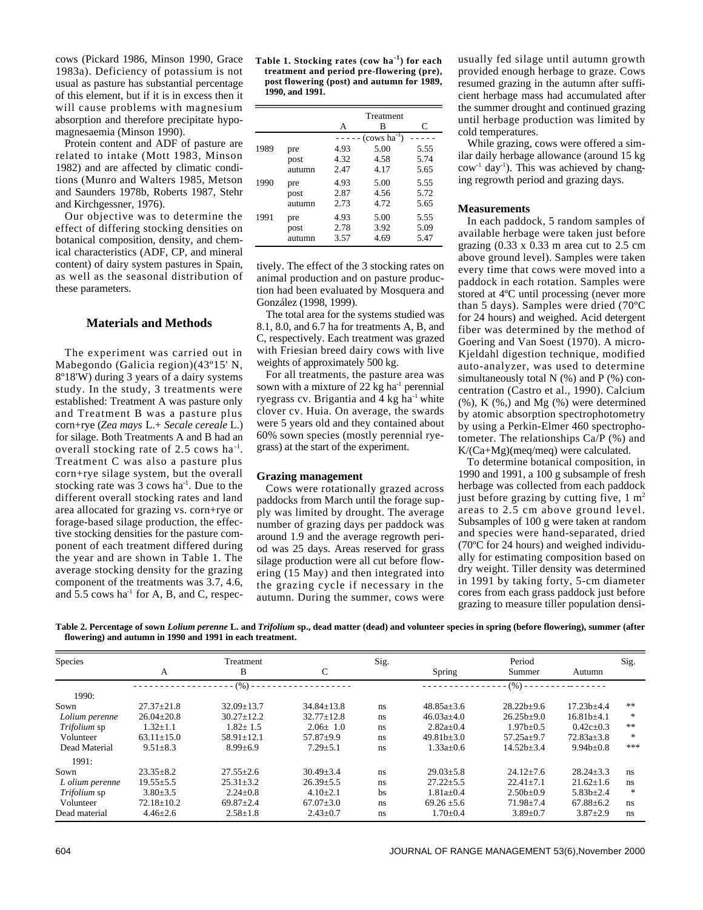cows (Pickard 1986, Minson 1990, Grace 1983a). Deficiency of potassium is not usual as pasture has substantial percentage of this element, but if it is in excess then it will cause problems with magnesium absorption and therefore precipitate hypomagnesaemia (Minson 1990).

Protein content and ADF of pasture are related to intake (Mott 1983, Minson 1982) and are affected by climatic conditions (Munro and Walters 1985, Metson and Saunders 1978b, Roberts 1987, Stehr and Kirchgessner, 1976).

Our objective was to determine the effect of differing stocking densities on botanical composition, density, and chemical characteristics (ADF, CP, and mineral content) of dairy system pastures in Spain, as well as the seasonal distribution of these parameters.

## Materials and Methods

The experiment was carried out in Mabegondo (Galicia region)(43º15' N, 8º18'W) during 3 years of a dairy systems study. In the study, 3 treatments were established: Treatment A was pasture only and Treatment B was a pasture plus corn+rye (*Zea mays* L.+ *Secale cereale* L.) for silage. Both Treatments A and B had an overall stocking rate of 2.5 cows ha$^{-1}$. Treatment C was also a pasture plus corn+rye silage system, but the overall stocking rate was 3 cows ha$^{-1}$. Due to the different overall stocking rates and land area allocated for grazing vs. corn+rye or forage-based silage production, the effective stocking densities for the pasture component of each treatment differed during the year and are shown in Table 1. The average stocking density for the grazing component of the treatments was 3.7, 4.6, and 5.5 cows ha$^{-1}$ for A, B, and C, respectively. The effect of the 3 stocking rates on animal production and on pasture production had been evaluated by Mosquera and González (1998, 1999).

**Table 1. Stocking rates (cow ha$^{-1}$) for each treatment and period pre-flowering (pre), post flowering (post) and autumn for 1989, 1990, and 1991.**

| | | Treatment | | |
|---|---|---|---|---|
| | | A | B | C |
| | | - - - - - (cows ha$^{-1}$) - - - - - | | |
| 1989 | pre | 4.93 | 5.00 | 5.55 |
| | post | 4.32 | 4.58 | 5.74 |
| | autumn | 2.47 | 4.17 | 5.65 |
| 1990 | pre | 4.93 | 5.00 | 5.55 |
| | post | 2.87 | 4.56 | 5.72 |
| | autumn | 2.73 | 4.72 | 5.65 |
| 1991 | pre | 4.93 | 5.00 | 5.55 |
| | post | 2.78 | 3.92 | 5.09 |
| | autumn | 3.57 | 4.69 | 5.47 |

The total area for the systems studied was 8.1, 8.0, and 6.7 ha for treatments A, B, and C, respectively. Each treatment was grazed with Friesian breed dairy cows with live weights of approximately 500 kg.

For all treatments, the pasture area was sown with a mixture of 22 kg ha$^{-1}$ perennial ryegrass cv. Brigantia and 4 kg ha$^{-1}$ white clover cv. Huia. On average, the swards were 5 years old and they contained about 60% sown species (mostly perennial ryegrass) at the start of the experiment.

### Grazing management

Cows were rotationally grazed across paddocks from March until the forage supply was limited by drought. The average number of grazing days per paddock was around 1.9 and the average regrowth period was 25 days. Areas reserved for grass silage production were all cut before flowering (15 May) and then integrated into the grazing cycle if necessary in the autumn. During the summer, cows were usually fed silage until autumn growth provided enough herbage to graze. Cows resumed grazing in the autumn after sufficient herbage mass had accumulated after the summer drought and continued grazing until herbage production was limited by cold temperatures.

While grazing, cows were offered a similar daily herbage allowance (around 15 kg cow$^{-1}$ day$^{-1}$). This was achieved by changing regrowth period and grazing days.

### Measurements

In each paddock, 5 random samples of available herbage were taken just before grazing (0.33 x 0.33 m area cut to 2.5 cm above ground level). Samples were taken every time that cows were moved into a paddock in each rotation. Samples were stored at 4ºC until processing (never more than 5 days). Samples were dried (70ºC for 24 hours) and weighed. Acid detergent fiber was determined by the method of Goering and Van Soest (1970). A micro-Kjeldahl digestion technique, modified auto-analyzer, was used to determine simultaneously total N (%) and P (%) concentration (Castro et al., 1990). Calcium (%), K (%,) and Mg (%) were determined by atomic absorption spectrophotometry by using a Perkin-Elmer 460 spectrophotometer. The relationships Ca/P (%) and K/(Ca+Mg)(meq/meq) were calculated.

To determine botanical composition, in 1990 and 1991, a 100 g subsample of fresh herbage was collected from each paddock just before grazing by cutting five, 1 m$^2$ areas to 2.5 cm above ground level. Subsamples of 100 g were taken at random and species were hand-separated, dried (70ºC for 24 hours) and weighed individually for estimating composition based on dry weight. Tiller density was determined in 1991 by taking forty, 5-cm diameter cores from each grass paddock just before grazing to measure tiller population densi-

**Table 2. Percentage of sown *Lolium perenne* L. and *Trifolium* sp., dead matter (dead) and volunteer species in spring (before flowering), summer (after flowering) and autumn in 1990 and 1991 in each treatment.**

| Species | Treatment | | | Sig. | Period | | | Sig. |
|---|---|---|---|---|---|---|---|---|
| | A | B | C | | Spring | Summer | Autumn | |
| | - - - - - - (%) - - - - - - | | | | - - - - - - (%) - - - - - - | | | |
| 1990: | | | | | | | | |
| Sown | 27.37±21.8 | 32.09±13.7 | 34.84±13.8 | ns | 48.85a±3.6 | 28.22b±9.6 | 17.23b±4.4 | ** |
| *Lolium perenne* | 26.04±20.8 | 30.27±12.2 | 32.77±12.8 | ns | 46.03a±4.0 | 26.25b±9.0 | 16.81b±4.1 | * |
| *Trifolium* sp | 1.32±1.1 | 1.82± 1.5 | 2.06± 1.0 | ns | 2.82a±0.4 | 1.97b±0.5 | 0.42c±0.3 | ** |
| Volunteer | 63.11±15.0 | 58.91±12.1 | 57.87±9.9 | ns | 49.81b±3.0 | 57.25a±9.7 | 72.83a±3.8 | * |
| Dead Material | 9.51±8.3 | 8.99±6.9 | 7.29±5.1 | ns | 1.33a±0.6 | 14.52b±3.4 | 9.94b±0.8 | *** |
| 1991: | | | | | | | | |
| Sown | 23.35±8.2 | 27.55±2.6 | 30.49±3.4 | ns | 29.03±5.8 | 24.12±7.6 | 28.24±3.3 | ns |
| *L olium perenne* | 19.55±5.5 | 25.31±3.2 | 26.39±5.5 | ns | 27.22±5.5 | 22.41±7.1 | 21.62±1.6 | ns |
| *Trifolium* sp | 3.80±3.5 | 2.24±0.8 | 4.10±2.1 | bs | 1.81a±0.4 | 2.50b±0.9 | 5.83b±2.4 | * |
| Volunteer | 72.18±10.2 | 69.87±2.4 | 67.07±3.0 | ns | 69.26 ±5.6 | 71.98±7.4 | 67.88±6.2 | ns |
| Dead material | 4.46±2.6 | 2.58±1.8 | 2.43±0.7 | ns | 1.70±0.4 | 3.89±0.7 | 3.87±2.9 | ns |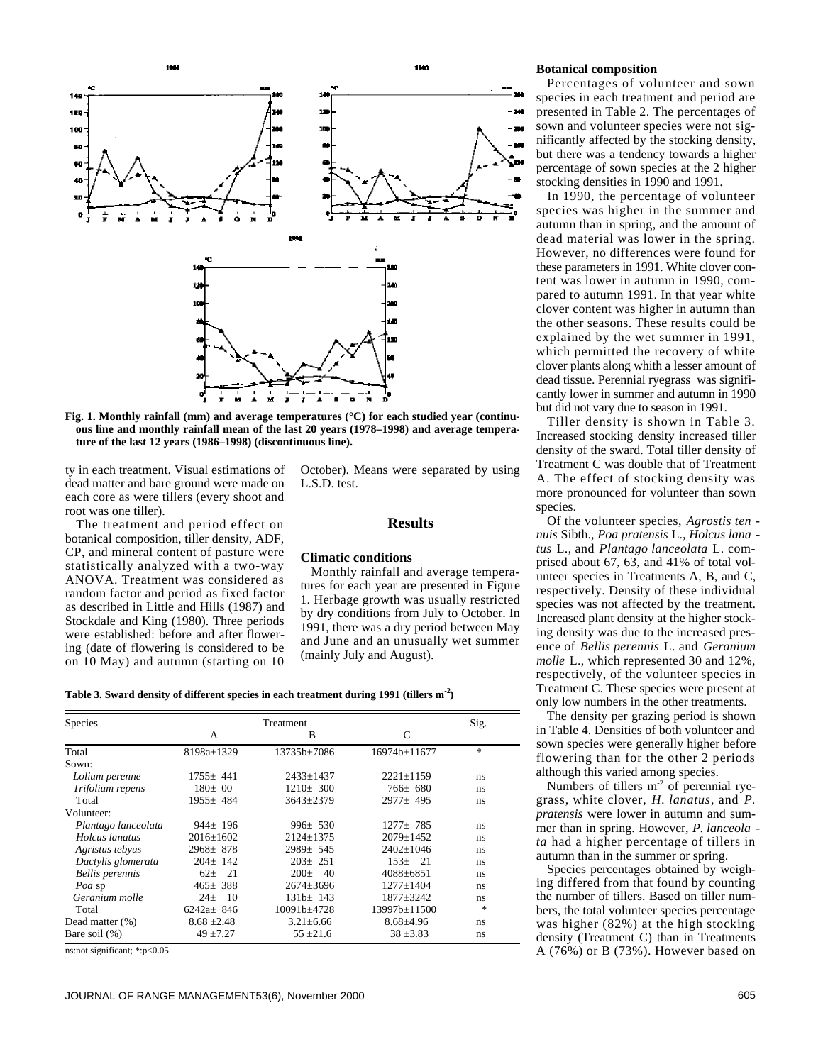Fig. 1. Monthly rainfall (mm) and average temperatures (°C) for each studied year (continuous line and monthly rainfall mean of the last 20 years (1978–1998) and average temperature of the last 12 years (1986–1998) (discontinuous line).

ty in each treatment. Visual estimations of dead matter and bare ground were made on each core as were tillers (every shoot and root was one tiller).

The treatment and period effect on botanical composition, tiller density, ADF, CP, and mineral content of pasture were statistically analyzed with a two-way ANOVA. Treatment was considered as random factor and period as fixed factor as described in Little and Hills (1987) and Stockdale and King (1980). Three periods were established: before and after flowering (date of flowering is considered to be on 10 May) and autumn (starting on 10 October). Means were separated by using L.S.D. test.

## Results

### Climatic conditions

Monthly rainfall and average temperatures for each year are presented in Figure 1. Herbage growth was usually restricted by dry conditions from July to October. In 1991, there was a dry period between May and June and an unusually wet summer (mainly July and August).

### Botanical composition

Percentages of volunteer and sown species in each treatment and period are presented in Table 2. The percentages of sown and volunteer species were not significantly affected by the stocking density, but there was a tendency towards a higher percentage of sown species at the 2 higher stocking densities in 1990 and 1991.

In 1990, the percentage of volunteer species was higher in the summer and autumn than in spring, and the amount of dead material was lower in the spring. However, no differences were found for these parameters in 1991. White clover content was lower in autumn in 1990, compared to autumn 1991. In that year white clover content was higher in autumn than the other seasons. These results could be explained by the wet summer in 1991, which permitted the recovery of white clover plants along whith a lesser amount of dead tissue. Perennial ryegrass was significantly lower in summer and autumn in 1990 but did not vary due to season in 1991.

Tiller density is shown in Table 3. Increased stocking density increased tiller density of the sward. Total tiller density of Treatment C was double that of Treatment A. The effect of stocking density was more pronounced for volunteer than sown species.

Of the volunteer species, *Agrostis tenuis* Sibth., *Poa pratensis* L., *Holcus lanatus* L., and *Plantago lanceolata* L. comprised about 67, 63, and 41% of total volunteer species in Treatments A, B, and C, respectively. Density of these individual species was not affected by the treatment. Increased plant density at the higher stocking density was due to the increased presence of *Bellis perennis* L. and *Geranium molle* L., which represented 30 and 12%, respectively, of the volunteer species in Treatment C. These species were present at only low numbers in the other treatments.

The density per grazing period is shown in Table 4. Densities of both volunteer and sown species were generally higher before flowering than for the other 2 periods although this varied among species.

Numbers of tillers m$^{-2}$ of perennial ryegrass, white clover, *H. lanatus*, and *P. pratensis* were lower in autumn and summer than in spring. However, *P. lanceolata* had a higher percentage of tillers in autumn than in the summer or spring.

Species percentages obtained by weighing differed from that found by counting the number of tillers. Based on tiller numbers, the total volunteer species percentage was higher (82%) at the high stocking density (Treatment C) than in Treatments A (76%) or B (73%). However based on

**Table 3. Sward density of different species in each treatment during 1991 (tillers m$^{-2}$)**

| Species | Treatment | | | Sig. |
|---|---|---|---|---|
| | A | B | C | |
| Total | 8198a±1329 | 13735b±7086 | 16974b±11677 | * |
| Sown: | | | | |
| *Lolium perenne* | 1755± 441 | 2433±1437 | 2221±1159 | ns |
| *Trifolium repens* | 180± 00 | 1210± 300 | 766± 680 | ns |
| Total | 1955± 484 | 3643±2379 | 2977± 495 | ns |
| Volunteer: | | | | |
| *Plantago lanceolata* | 944± 196 | 996± 530 | 1277± 785 | ns |
| *Holcus lanatus* | 2016±1602 | 2124±1375 | 2079±1452 | ns |
| *Agristus tebyus* | 2968± 878 | 2989± 545 | 2402±1046 | ns |
| *Dactylis glomerata* | 204± 142 | 203± 251 | 153± 21 | ns |
| *Bellis perennis* | 62± 21 | 200± 40 | 4088±6851 | ns |
| *Poa* sp | 465± 388 | 2674±3696 | 1277±1404 | ns |
| *Geranium molle* | 24± 10 | 131b± 143 | 1877±3242 | ns |
| Total | 6242a± 846 | 10091b±4728 | 13997b±11500 | * |
| Dead matter (%) | 8.68 ±2.48 | 3.21±6.66 | 8.68±4.96 | ns |
| Bare soil (%) | 49 ±7.27 | 55 ±21.6 | 38 ±3.83 | ns |

ns:not significant; *:p<0.05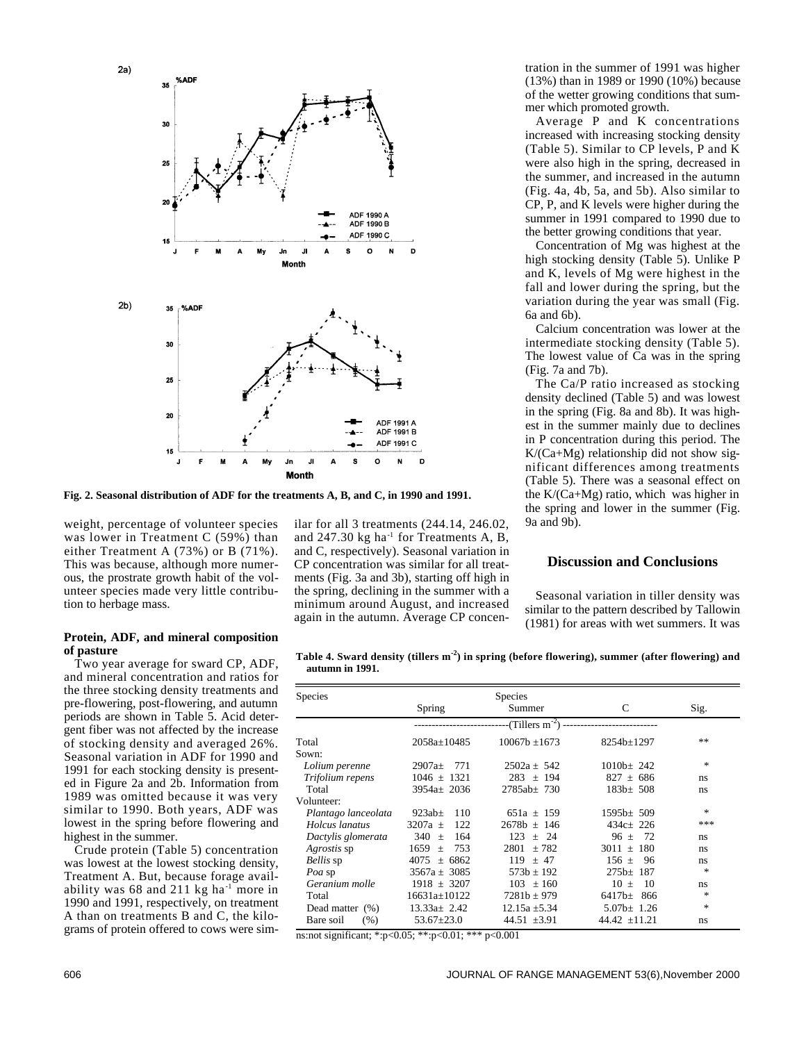Fig. 2. Seasonal distribution of ADF for the treatments A, B, and C, in 1990 and 1991.

weight, percentage of volunteer species was lower in Treatment C (59%) than either Treatment A (73%) or B (71%). This was because, although more numerous, the prostrate growth habit of the volunteer species made very little contribution to herbage mass.

### Protein, ADF, and mineral composition of pasture

Two year average for sward CP, ADF, and mineral concentration and ratios for the three stocking density treatments and pre-flowering, post-flowering, and autumn periods are shown in Table 5. Acid detergent fiber was not affected by the increase of stocking density and averaged 26%. Seasonal variation in ADF for 1990 and 1991 for each stocking density is presented in Figure 2a and 2b. Information from 1989 was omitted because it was very similar to 1990. Both years, ADF was lowest in the spring before flowering and highest in the summer.

Crude protein (Table 5) concentration was lowest at the lowest stocking density, Treatment A. But, because forage availability was 68 and 211 kg ha$^{-1}$ more in 1990 and 1991, respectively, on treatment A than on treatments B and C, the kilograms of protein offered to cows were similar for all 3 treatments (244.14, 246.02, and 247.30 kg ha$^{-1}$ for Treatments A, B, and C, respectively). Seasonal variation in CP concentration was similar for all treatments (Fig. 3a and 3b), starting off high in the spring, declining in the summer with a minimum around August, and increased again in the autumn. Average CP concentration in the summer of 1991 was higher (13%) than in 1989 or 1990 (10%) because of the wetter growing conditions that summer which promoted growth.

Average P and K concentrations increased with increasing stocking density (Table 5). Similar to CP levels, P and K were also high in the spring, decreased in the summer, and increased in the autumn (Fig. 4a, 4b, 5a, and 5b). Also similar to CP, P, and K levels were higher during the summer in 1991 compared to 1990 due to the better growing conditions that year.

Concentration of Mg was highest at the high stocking density (Table 5). Unlike P and K, levels of Mg were highest in the fall and lower during the spring, but the variation during the year was small (Fig. 6a and 6b).

Calcium concentration was lower at the intermediate stocking density (Table 5). The lowest value of Ca was in the spring (Fig. 7a and 7b).

The Ca/P ratio increased as stocking density declined (Table 5) and was lowest in the spring (Fig. 8a and 8b). It was highest in the summer mainly due to declines in P concentration during this period. The K/(Ca+Mg) relationship did not show significant differences among treatments (Table 5). There was a seasonal effect on the K/(Ca+Mg) ratio, which was higher in the spring and lower in the summer (Fig. 9a and 9b).

## Discussion and Conclusions

Seasonal variation in tiller density was similar to the pattern described by Tallowin (1981) for areas with wet summers. It was

**Table 4. Sward density (tillers m$^{-2}$) in spring (before flowering), summer (after flowering) and autumn in 1991.**

| Species | Spring | Species Summer | C | Sig. |
|---|---|---|---|---|
| | ---------------------------(Tillers m$^{-2}$) | --------------------------- | | |
| Total | 2058a±10485 | 10067b ±1673 | 8254b±1297 | ** |
| Sown: | | | | |
| *Lolium perenne* | 2907a± 771 | 2502a ± 542 | 1010b± 242 | * |
| *Trifolium repens* | 1046 ± 1321 | 283 ± 194 | 827 ± 686 | ns |
| Total | 3954a± 2036 | 2785ab± 730 | 183b± 508 | ns |
| Volunteer: | | | | |
| *Plantago lanceolata* | 923ab± 110 | 651a ± 159 | 1595b± 509 | * |
| *Holcus lanatus* | 3207a ± 122 | 2678b ± 146 | 434c± 226 | *** |
| *Dactylis glomerata* | 340 ± 164 | 123 ± 24 | 96 ± 72 | ns |
| *Agrostis* sp | 1659 ± 753 | 2801 ± 782 | 3011 ± 180 | ns |
| *Bellis* sp | 4075 ± 6862 | 119 ± 47 | 156 ± 96 | ns |
| *Poa* sp | 3567a ± 3085 | 573b ± 192 | 275b± 187 | * |
| *Geranium molle* | 1918 ± 3207 | 103 ± 160 | 10 ± 10 | ns |
| Total | 16631a±10122 | 7281b ± 979 | 6417b± 866 | * |
| Dead matter (%) | 13.33a± 2.42 | 12.15a ±5.34 | 5.07b± 1.26 | * |
| Bare soil (%) | 53.67±23.0 | 44.51 ±3.91 | 44.42 ±11.21 | ns |

ns:not significant; *:p<0.05; **:p<0.01; *** p<0.001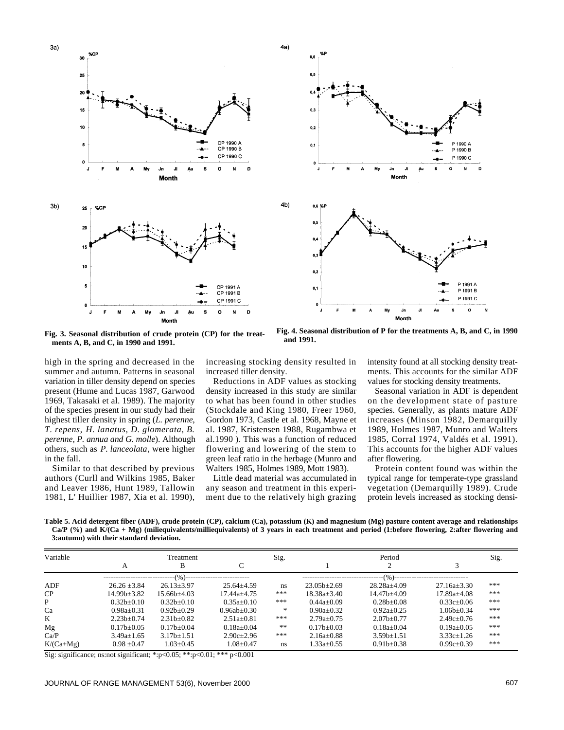Fig. 3. Seasonal distribution of crude protein (CP) for the treatments A, B, and C, in 1990 and 1991.

Fig. 4. Seasonal distribution of P for the treatments A, B, and C, in 1990 and 1991.

high in the spring and decreased in the summer and autumn. Patterns in seasonal variation in tiller density depend on species present (Hume and Lucas 1987, Garwood 1969, Takasaki et al. 1989). The majority of the species present in our study had their highest tiller density in spring (*L. perenne, T. repens, H. lanatus, D. glomerata, B. perenne, P. annua and G. molle*). Although others, such as *P. lanceolata*, were higher in the fall.

Similar to that described by previous authors (Curll and Wilkins 1985, Baker and Leaver 1986, Hunt 1989, Tallowin 1981, L' Huillier 1987, Xia et al. 1990), increasing stocking density resulted in increased tiller density.

Reductions in ADF values as stocking density increased in this study are similar to what has been found in other studies (Stockdale and King 1980, Freer 1960, Gordon 1973, Castle et al. 1968, Mayne et al. 1987, Kristensen 1988, Rugambwa et al.1990 ). This was a function of reduced flowering and lowering of the stem to green leaf ratio in the herbage (Munro and Walters 1985, Holmes 1989, Mott 1983).

Little dead material was accumulated in any season and treatment in this experiment due to the relatively high grazing intensity found at all stocking density treatments. This accounts for the similar ADF values for stocking density treatments.

Seasonal variation in ADF is dependent on the development state of pasture species. Generally, as plants mature ADF increases (Minson 1982, Demarquilly 1989, Holmes 1987, Munro and Walters 1985, Corral 1974, Valdés et al. 1991). This accounts for the higher ADF values after flowering.

Protein content found was within the typical range for temperate-type grassland vegetation (Demarquilly 1989). Crude protein levels increased as stocking densi-

**Table 5. Acid detergent fiber (ADF), crude protein (CP), calcium (Ca), potassium (K) and magnesium (Mg) pasture content average and relationships Ca/P (%) and K/(Ca + Mg) (miliequivalents/milliequivalents) of 3 years in each treatment and period (1:before flowering, 2:after flowering and 3:autumn) with their standard deviation.**

| Variable | Treatment | | | Sig. | Period | | | Sig. |
|---|---|---|---|---|---|---|---|---|
| | A | B | C | | 1 | 2 | 3 | |
| | (%) | | | | (%) | | | |
| ADF | 26.26 ±3.84 | 26.13±3.97 | 25.64±4.59 | ns | 23.05b±2.69 | 28.28a±4.09 | 27.16a±3.30 | *** |
| CP | 14.99b±3.82 | 15.66b±4.03 | 17.44a±4.75 | *** | 18.38a±3.40 | 14.47b±4.09 | 17.89a±4.08 | *** |
| P | 0.32b±0.10 | 0.32b±0.10 | 0.35a±0.10 | *** | 0.44a±0.09 | 0.28b±0.08 | 0.33c±0.06 | *** |
| Ca | 0.98a±0.31 | 0.92b±0.29 | 0.96ab±0.30 | * | 0.90a±0.32 | 0.92a±0.25 | 1.06b±0.34 | *** |
| K | 2.23b±0.74 | 2.31b±0.82 | 2.51a±0.81 | *** | 2.79a±0.75 | 2.07b±0.77 | 2.49c±0.76 | *** |
| Mg | 0.17b±0.05 | 0.17b±0.04 | 0.18a±0.04 | ** | 0.17b±0.03 | 0.18a±0.04 | 0.19a±0.05 | *** |
| Ca/P | 3.49a±1.65 | 3.17b±1.51 | 2.90c±2.96 | *** | 2.16a±0.88 | 3.59b±1.51 | 3.33c±1.26 | *** |
| K/(Ca+Mg) | 0.98 ±0.47 | 1.03±0.45 | 1.08±0.47 | ns | 1.33a±0.55 | 0.91b±0.38 | 0.99c±0.39 | *** |

Sig: significance; ns:not significant; *:$p<0.05$; **:$p<0.01$; *** $p<0.001$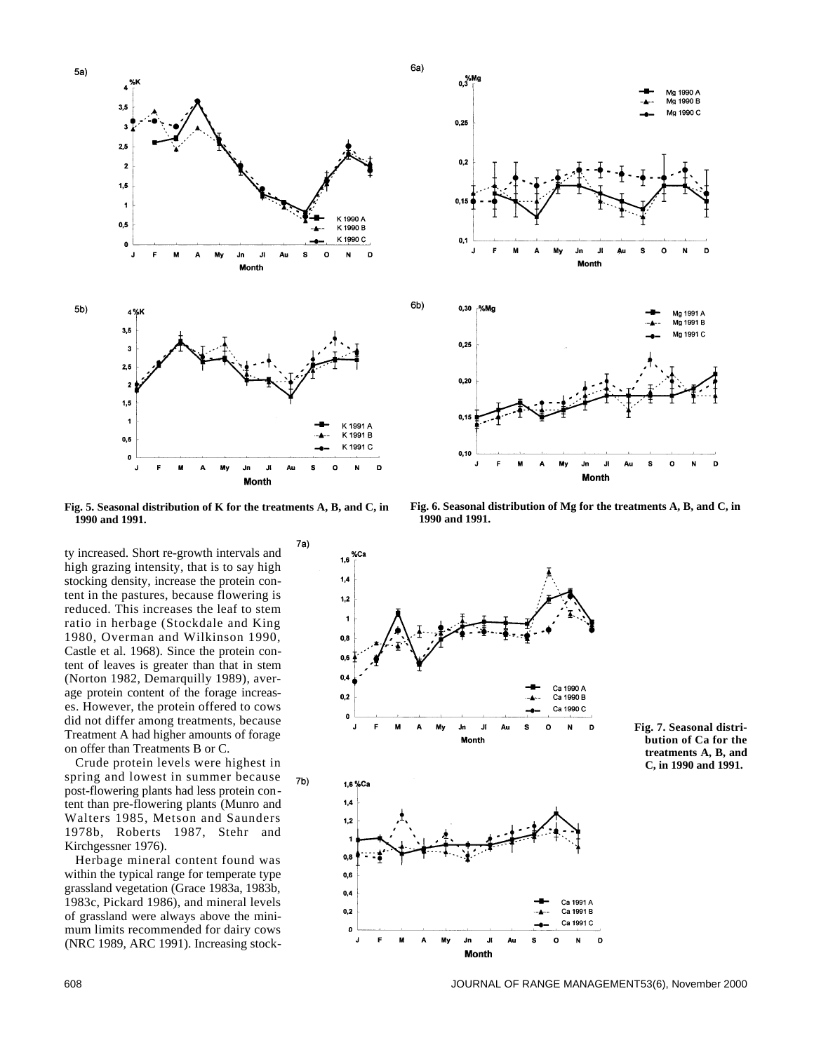Fig. 5. Seasonal distribution of K for the treatments A, B, and C, in 1990 and 1991.

Fig. 6. Seasonal distribution of Mg for the treatments A, B, and C, in 1990 and 1991.

ty increased. Short re-growth intervals and high grazing intensity, that is to say high stocking density, increase the protein content in the pastures, because flowering is reduced. This increases the leaf to stem ratio in herbage (Stockdale and King 1980, Overman and Wilkinson 1990, Castle et al. 1968). Since the protein content of leaves is greater than that in stem (Norton 1982, Demarquilly 1989), average protein content of the forage increases. However, the protein offered to cows did not differ among treatments, because Treatment A had higher amounts of forage on offer than Treatments B or C.

Crude protein levels were highest in spring and lowest in summer because post-flowering plants had less protein content than pre-flowering plants (Munro and Walters 1985, Metson and Saunders 1978b, Roberts 1987, Stehr and Kirchgessner 1976).

Herbage mineral content found was within the typical range for temperate type grassland vegetation (Grace 1983a, 1983b, 1983c, Pickard 1986), and mineral levels of grassland were always above the minimum limits recommended for dairy cows (NRC 1989, ARC 1991). Increasing stock-

Fig. 7. Seasonal distribution of Ca for the treatments A, B, and C, in 1990 and 1991.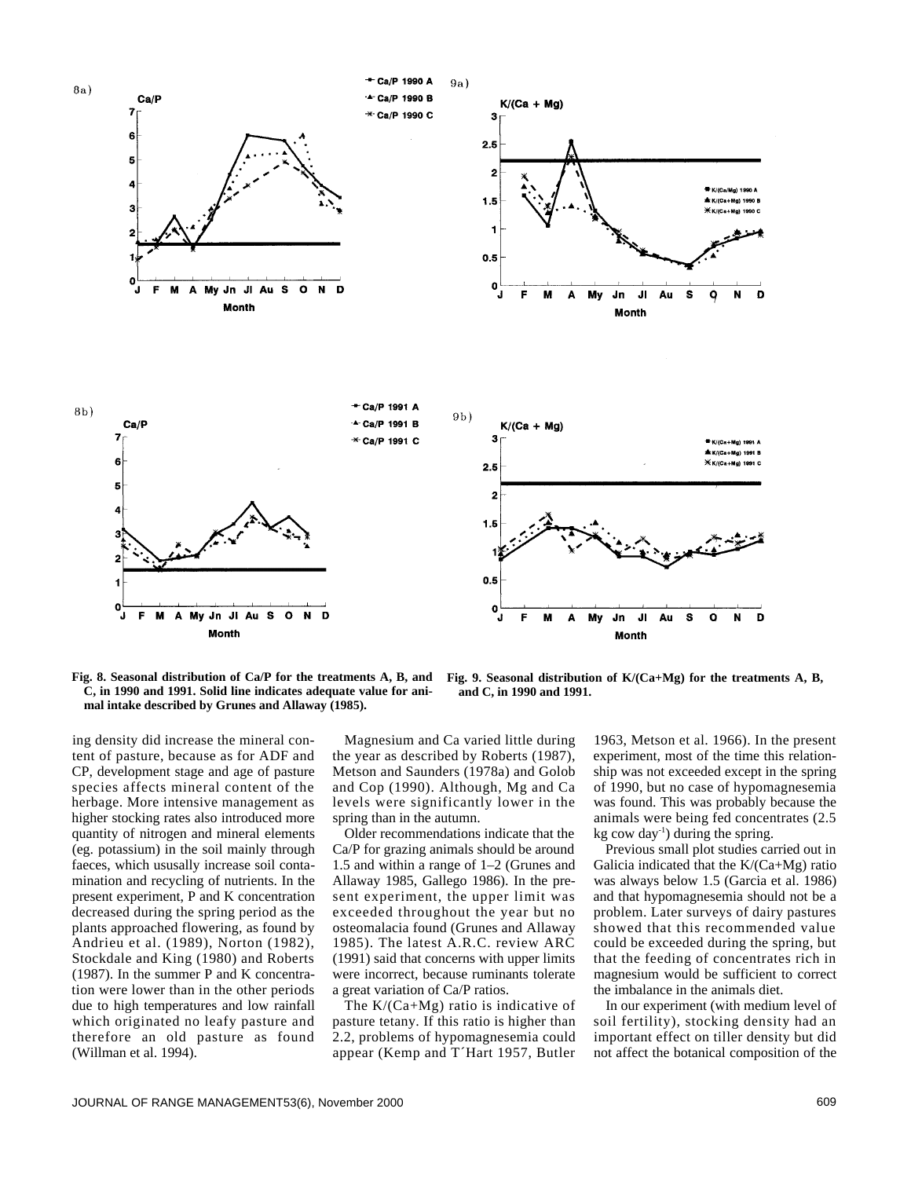Fig. 8. Seasonal distribution of Ca/P for the treatments A, B, and C, in 1990 and 1991. Solid line indicates adequate value for animal intake described by Grunes and Allaway (1985).

Fig. 9. Seasonal distribution of K/(Ca+Mg) for the treatments A, B, and C, in 1990 and 1991.

ing density did increase the mineral content of pasture, because as for ADF and CP, development stage and age of pasture species affects mineral content of the herbage. More intensive management as higher stocking rates also introduced more quantity of nitrogen and mineral elements (eg. potassium) in the soil mainly through faeces, which ususally increase soil contamination and recycling of nutrients. In the present experiment, P and K concentration decreased during the spring period as the plants approached flowering, as found by Andrieu et al. (1989), Norton (1982), Stockdale and King (1980) and Roberts (1987). In the summer P and K concentration were lower than in the other periods due to high temperatures and low rainfall which originated no leafy pasture and therefore an old pasture as found (Willman et al. 1994).

Magnesium and Ca varied little during the year as described by Roberts (1987), Metson and Saunders (1978a) and Golob and Cop (1990). Although, Mg and Ca levels were significantly lower in the spring than in the autumn.

Older recommendations indicate that the Ca/P for grazing animals should be around 1.5 and within a range of 1–2 (Grunes and Allaway 1985, Gallego 1986). In the present experiment, the upper limit was exceeded throughout the year but no osteomalacia found (Grunes and Allaway 1985). The latest A.R.C. review ARC (1991) said that concerns with upper limits were incorrect, because ruminants tolerate a great variation of Ca/P ratios.

The K/(Ca+Mg) ratio is indicative of pasture tetany. If this ratio is higher than 2.2, problems of hypomagnesemia could appear (Kemp and T´Hart 1957, Butler 1963, Metson et al. 1966). In the present experiment, most of the time this relationship was not exceeded except in the spring of 1990, but no case of hypomagnesemia was found. This was probably because the animals were being fed concentrates (2.5 kg cow day$^{-1}$) during the spring.

Previous small plot studies carried out in Galicia indicated that the K/(Ca+Mg) ratio was always below 1.5 (Garcia et al. 1986) and that hypomagnesemia should not be a problem. Later surveys of dairy pastures showed that this recommended value could be exceeded during the spring, but that the feeding of concentrates rich in magnesium would be sufficient to correct the imbalance in the animals diet.

In our experiment (with medium level of soil fertility), stocking density had an important effect on tiller density but did not affect the botanical composition of the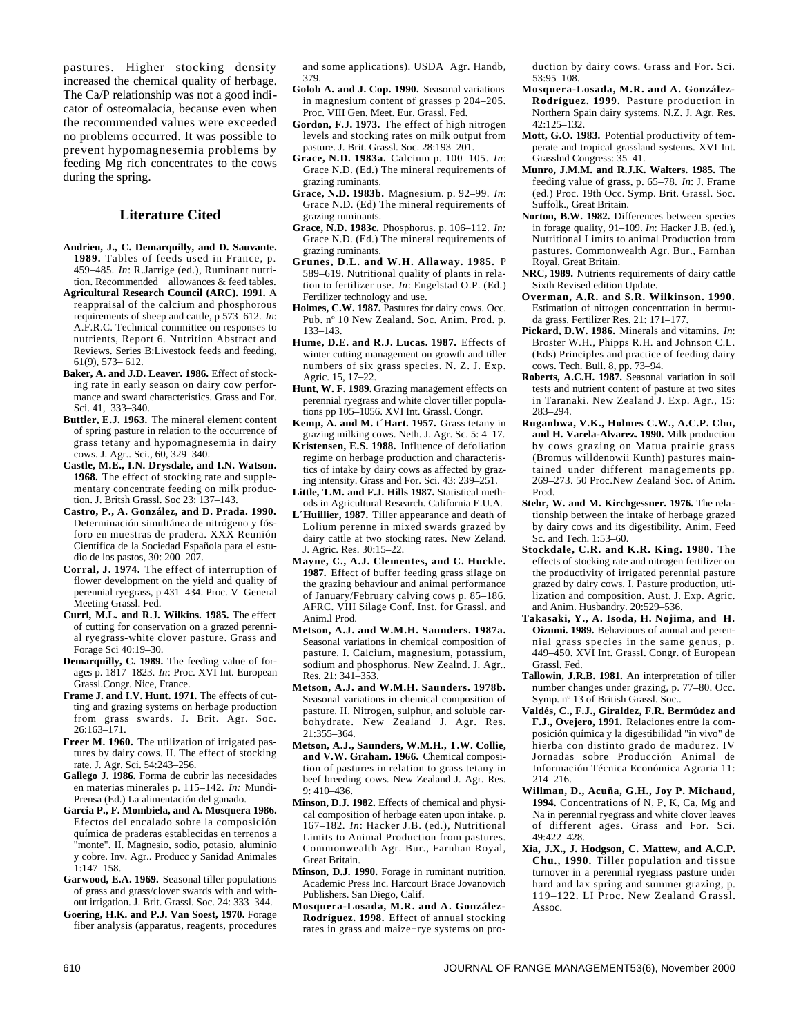pastures. Higher stocking density increased the chemical quality of herbage. The Ca/P relationship was not a good indicator of osteomalacia, because even when the recommended values were exceeded no problems occurred. It was possible to prevent hypomagnesemia problems by feeding Mg rich concentrates to the cows during the spring.

## Literature Cited

**Andrieu, J., C. Demarquilly, and D. Sauvante. 1989.** Tables of feeds used in France, p. 459–485. *In*: R.Jarrige (ed.), Ruminant nutrition. Recommended allowances & feed tables.

**Agricultural Research Council (ARC). 1991.** A reappraisal of the calcium and phosphorous requirements of sheep and cattle, p 573–612. *In*: A.F.R.C. Technical committee on responses to nutrients, Report 6. Nutrition Abstract and Reviews. Series B:Livestock feeds and feeding, 61(9), 573– 612.

**Baker, A. and J.D. Leaver. 1986.** Effect of stocking rate in early season on dairy cow performance and sward characteristics. Grass and For. Sci. 41, 333–340.

**Buttler, E.J. 1963.** The mineral element content of spring pasture in relation to the occurrence of grass tetany and hypomagnesemia in dairy cows. J. Agr.. Sci., 60, 329–340.

**Castle, M.E., I.N. Drysdale, and I.N. Watson. 1968.** The effect of stocking rate and supplementary concentrate feeding on milk production. J. Britsh Grassl. Soc 23: 137–143.

**Castro, P., A. González, and D. Prada. 1990.** Determinación simultánea de nitrógeno y fósforo en muestras de pradera. XXX Reunión Científica de la Sociedad Española para el estudio de los pastos, 30: 200–207.

**Corral, J. 1974.** The effect of interruption of flower development on the yield and quality of perennial ryegrass, p 431–434. Proc. V General Meeting Grassl. Fed.

**Currl, M.L. and R.J. Wilkins. 1985.** The effect of cutting for conservation on a grazed perennial ryegrass-white clover pasture. Grass and Forage Sci 40:19–30.

**Demarquilly, C. 1989.** The feeding value of forages p. 1817–1823. *In*: Proc. XVI Int. European Grassl.Congr. Nice, France.

**Frame J. and I.V. Hunt. 1971.** The effects of cutting and grazing systems on herbage production from grass swards. J. Brit. Agr. Soc. 26:163–171.

**Freer M. 1960.** The utilization of irrigated pastures by dairy cows. II. The effect of stocking rate. J. Agr. Sci. 54:243–256.

**Gallego J. 1986.** Forma de cubrir las necesidades en materias minerales p. 115–142. *In:* Mundi-Prensa (Ed.) La alimentación del ganado.

**Garcia P., F. Mombiela, and A. Mosquera 1986.** Efectos del encalado sobre la composición química de praderas establecidas en terrenos a "monte". II. Magnesio, sodio, potasio, aluminio y cobre. Inv. Agr.. Producc y Sanidad Animales 1:147–158.

**Garwood, E.A. 1969.** Seasonal tiller populations of grass and grass/clover swards with and without irrigation. J. Brit. Grassl. Soc. 24: 333–344.

**Goering, H.K. and P.J. Van Soest, 1970.** Forage fiber analysis (apparatus, reagents, procedures and some applications). USDA Agr. Handb, 379.

**Golob A. and J. Cop. 1990.** Seasonal variations in magnesium content of grasses p 204–205. Proc. VIII Gen. Meet. Eur. Grassl. Fed.

**Gordon, F.J. 1973.** The effect of high nitrogen levels and stocking rates on milk output from pasture. J. Brit. Grassl. Soc. 28:193–201.

**Grace, N.D. 1983a.** Calcium p. 100–105. *In*: Grace N.D. (Ed.) The mineral requirements of grazing ruminants.

**Grace, N.D. 1983b.** Magnesium. p. 92–99. *In*: Grace N.D. (Ed) The mineral requirements of grazing ruminants.

**Grace, N.D. 1983c.** Phosphorus. p. 106–112. *In:* Grace N.D. (Ed.) The mineral requirements of grazing ruminants.

**Grunes, D.L. and W.H. Allaway. 1985.** P 589–619. Nutritional quality of plants in relation to fertilizer use. *In*: Engelstad O.P. (Ed.) Fertilizer technology and use.

**Holmes, C.W. 1987.** Pastures for dairy cows. Occ. Pub. nº 10 New Zealand. Soc. Anim. Prod. p. 133–143.

**Hume, D.E. and R.J. Lucas. 1987.** Effects of winter cutting management on growth and tiller numbers of six grass species. N. Z. J. Exp. Agric. 15, 17–22.

**Hunt, W. F. 1989.** Grazing management effects on perennial ryegrass and white clover tiller populations pp 105–1056. XVI Int. Grassl. Congr.

**Kemp, A. and M. t´Hart. 1957.** Grass tetany in grazing milking cows. Neth. J. Agr. Sc. 5: 4–17.

**Kristensen, E.S. 1988.** Influence of defoliation regime on herbage production and characteristics of intake by dairy cows as affected by grazing intensity. Grass and For. Sci. 43: 239–251.

**Little, T.M. and F.J. Hills 1987.** Statistical methods in Agricultural Research. California E.U.A.

**L´Huillier, 1987.** Tiller appearance and death of Lolium perenne in mixed swards grazed by dairy cattle at two stocking rates. New Zeland. J. Agric. Res. 30:15–22.

**Mayne, C., A.J. Clementes, and C. Huckle. 1987.** Effect of buffer feeding grass silage on the grazing behaviour and animal performance of January/February calving cows p. 85–186. AFRC. VIII Silage Conf. Inst. for Grassl. and Anim.l Prod.

**Metson, A.J. and W.M.H. Saunders. 1987a.** Seasonal variations in chemical composition of pasture. I. Calcium, magnesium, potassium, sodium and phosphorus. New Zealnd. J. Agr.. Res. 21: 341–353.

**Metson, A.J. and W.M.H. Saunders. 1978b.** Seasonal variations in chemical composition of pasture. II. Nitrogen, sulphur, and soluble carbohydrate. New Zealand J. Agr. Res. 21:355–364.

**Metson, A.J., Saunders, W.M.H., T.W. Collie, and V.W. Graham. 1966.** Chemical composition of pastures in relation to grass tetany in beef breeding cows. New Zealand J. Agr. Res. 9: 410–436.

**Minson, D.J. 1982.** Effects of chemical and physical composition of herbage eaten upon intake. p. 167–182. *In*: Hacker J.B. (ed.), Nutritional Limits to Animal Production from pastures. Commonwealth Agr. Bur., Farnhan Royal, Great Britain.

**Minson, D.J. 1990.** Forage in ruminant nutrition. Academic Press Inc. Harcourt Brace Jovanovich Publishers. San Diego, Calif.

**Mosquera-Losada, M.R. and A. González-Rodríguez. 1998.** Effect of annual stocking rates in grass and maize+rye systems on production by dairy cows. Grass and For. Sci. 53:95–108.

**Mosquera-Losada, M.R. and A. González-Rodríguez. 1999.** Pasture production in Northern Spain dairy systems. N.Z. J. Agr. Res. 42:125–132.

**Mott, G.O. 1983.** Potential productivity of temperate and tropical grassland systems. XVI Int. Grasslnd Congress: 35–41.

**Munro, J.M.M. and R.J.K. Walters. 1985.** The feeding value of grass, p. 65–78. *In*: J. Frame (ed.) Proc. 19th Occ. Symp. Brit. Grassl. Soc. Suffolk., Great Britain.

**Norton, B.W. 1982.** Differences between species in forage quality, 91–109. *In*: Hacker J.B. (ed.), Nutritional Limits to animal Production from pastures. Commonwealth Agr. Bur., Farnhan Royal, Great Britain.

**NRC, 1989.** Nutrients requirements of dairy cattle Sixth Revised edition Update.

**Overman, A.R. and S.R. Wilkinson. 1990.** Estimation of nitrogen concentration in bermuda grass. Fertilizer Res. 21: 171–177.

**Pickard, D.W. 1986.** Minerals and vitamins. *In*: Broster W.H., Phipps R.H. and Johnson C.L. (Eds) Principles and practice of feeding dairy cows. Tech. Bull. 8, pp. 73–94.

**Roberts, A.C.H. 1987.** Seasonal variation in soil tests and nutrient content of pasture at two sites in Taranaki. New Zealand J. Exp. Agr., 15: 283–294.

**Ruganbwa, V.K., Holmes C.W., A.C.P. Chu, and H. Varela-Alvarez. 1990.** Milk production by cows grazing on Matua prairie grass (Bromus willdenowii Kunth) pastures maintained under different managements pp. 269–273. 50 Proc.New Zealand Soc. of Anim. Prod.

**Stehr, W. and M. Kirchgessner. 1976.** The relationship between the intake of herbage grazed by dairy cows and its digestibility. Anim. Feed Sc. and Tech. 1:53–60.

**Stockdale, C.R. and K.R. King. 1980.** The effects of stocking rate and nitrogen fertilizer on the productivity of irrigated perennial pasture grazed by dairy cows. I. Pasture production, utilization and composition. Aust. J. Exp. Agric. and Anim. Husbandry. 20:529–536.

**Takasaki, Y., A. Isoda, H. Nojima, and H. Oizumi. 1989.** Behaviours of annual and perennial grass species in the same genus, p. 449–450. XVI Int. Grassl. Congr. of European Grassl. Fed.

**Tallowin, J.R.B. 1981.** An interpretation of tiller number changes under grazing, p. 77–80. Occ. Symp. nº 13 of British Grassl. Soc..

**Valdés, C., F.J., Giraldez, F.R. Bermúdez and F.J., Ovejero, 1991.** Relaciones entre la composición química y la digestibilidad "in vivo" de hierba con distinto grado de madurez. IV Jornadas sobre Producción Animal de Información Técnica Económica Agraria 11: 214–216.

**Willman, D., Acuña, G.H., Joy P. Michaud, 1994.** Concentrations of N, P, K, Ca, Mg and Na in perennial ryegrass and white clover leaves of different ages. Grass and For. Sci. 49:422–428.

**Xia, J.X., J. Hodgson, C. Mattew, and A.C.P. Chu., 1990.** Tiller population and tissue turnover in a perennial ryegrass pasture under hard and lax spring and summer grazing, p. 119–122. LI Proc. New Zealand Grassl. Assoc.